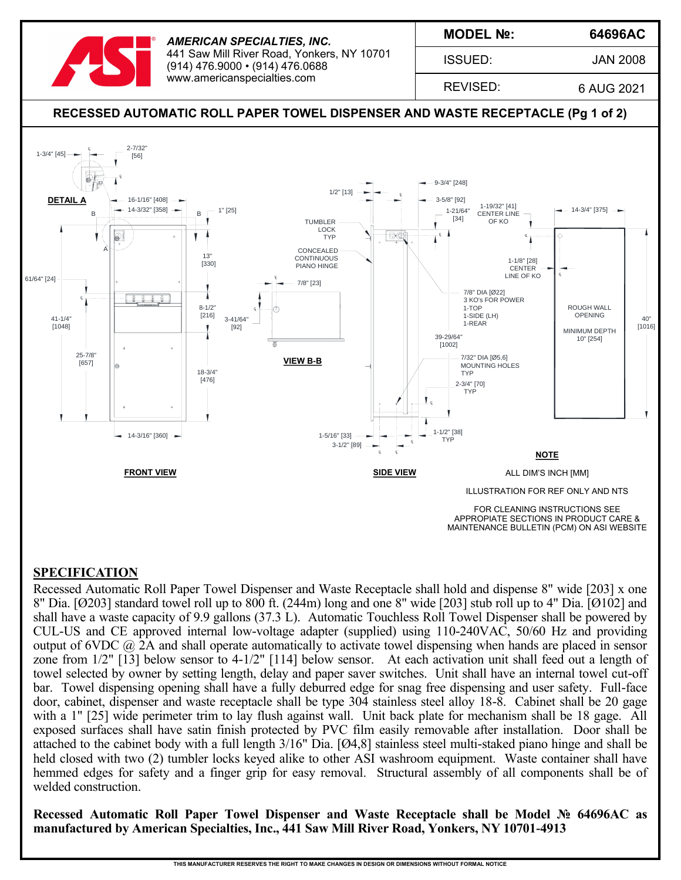**AMERICAN SPECIALTIES, INC.**
441 Saw Mill River Road, Yonkers, NY 10701
(914) 476.9000 • (914) 476.0688
www.americanspecialties.com

| MODEL №: | 64696AC |
|---|---|
| ISSUED: | JAN 2008 |
| REVISED: | 6 AUG 2021 |

## RECESSED AUTOMATIC ROLL PAPER TOWEL DISPENSER AND WASTE RECEPTACLE (Pg 1 of 2)

DETAIL A

FRONT VIEW

VIEW B-B

SIDE VIEW

ROUGH WALL OPENING

MINIMUM DEPTH 10" [254]

TUMBLER LOCK TYP

CONCEALED CONTINUOUS PIANO HINGE

7/8" DIA [Ø22] 3 KO's FOR POWER 1-TOP 1-SIDE (LH) 1-REAR

7/32" DIA [Ø5,6] MOUNTING HOLES TYP

**NOTE**

ALL DIM'S INCH [MM]

ILLUSTRATION FOR REF ONLY AND NTS

FOR CLEANING INSTRUCTIONS SEE APPROPIATE SECTIONS IN PRODUCT CARE & MAINTENANCE BULLETIN (PCM) ON ASI WEBSITE

## SPECIFICATION

Recessed Automatic Roll Paper Towel Dispenser and Waste Receptacle shall hold and dispense 8" wide [203] x one 8" Dia. [Ø203] standard towel roll up to 800 ft. (244m) long and one 8" wide [203] stub roll up to 4" Dia. [Ø102] and shall have a waste capacity of 9.9 gallons (37.3 L). Automatic Touchless Roll Towel Dispenser shall be powered by CUL-US and CE approved internal low-voltage adapter (supplied) using 110-240VAC, 50/60 Hz and providing output of 6VDC @ 2A and shall operate automatically to activate towel dispensing when hands are placed in sensor zone from 1/2" [13] below sensor to 4-1/2" [114] below sensor. At each activation unit shall feed out a length of towel selected by owner by setting length, delay and paper saver switches. Unit shall have an internal towel cut-off bar. Towel dispensing opening shall have a fully deburred edge for snag free dispensing and user safety. Full-face door, cabinet, dispenser and waste receptacle shall be type 304 stainless steel alloy 18-8. Cabinet shall be 20 gage with a 1" [25] wide perimeter trim to lay flush against wall. Unit back plate for mechanism shall be 18 gage. All exposed surfaces shall have satin finish protected by PVC film easily removable after installation. Door shall be attached to the cabinet body with a full length 3/16" Dia. [Ø4,8] stainless steel multi-staked piano hinge and shall be held closed with two (2) tumbler locks keyed alike to other ASI washroom equipment. Waste container shall have hemmed edges for safety and a finger grip for easy removal. Structural assembly of all components shall be of welded construction.

**Recessed Automatic Roll Paper Towel Dispenser and Waste Receptacle shall be Model № 64696AC as manufactured by American Specialties, Inc., 441 Saw Mill River Road, Yonkers, NY 10701-4913**

THIS MANUFACTURER RESERVES THE RIGHT TO MAKE CHANGES IN DESIGN OR DIMENSIONS WITHOUT FORMAL NOTICE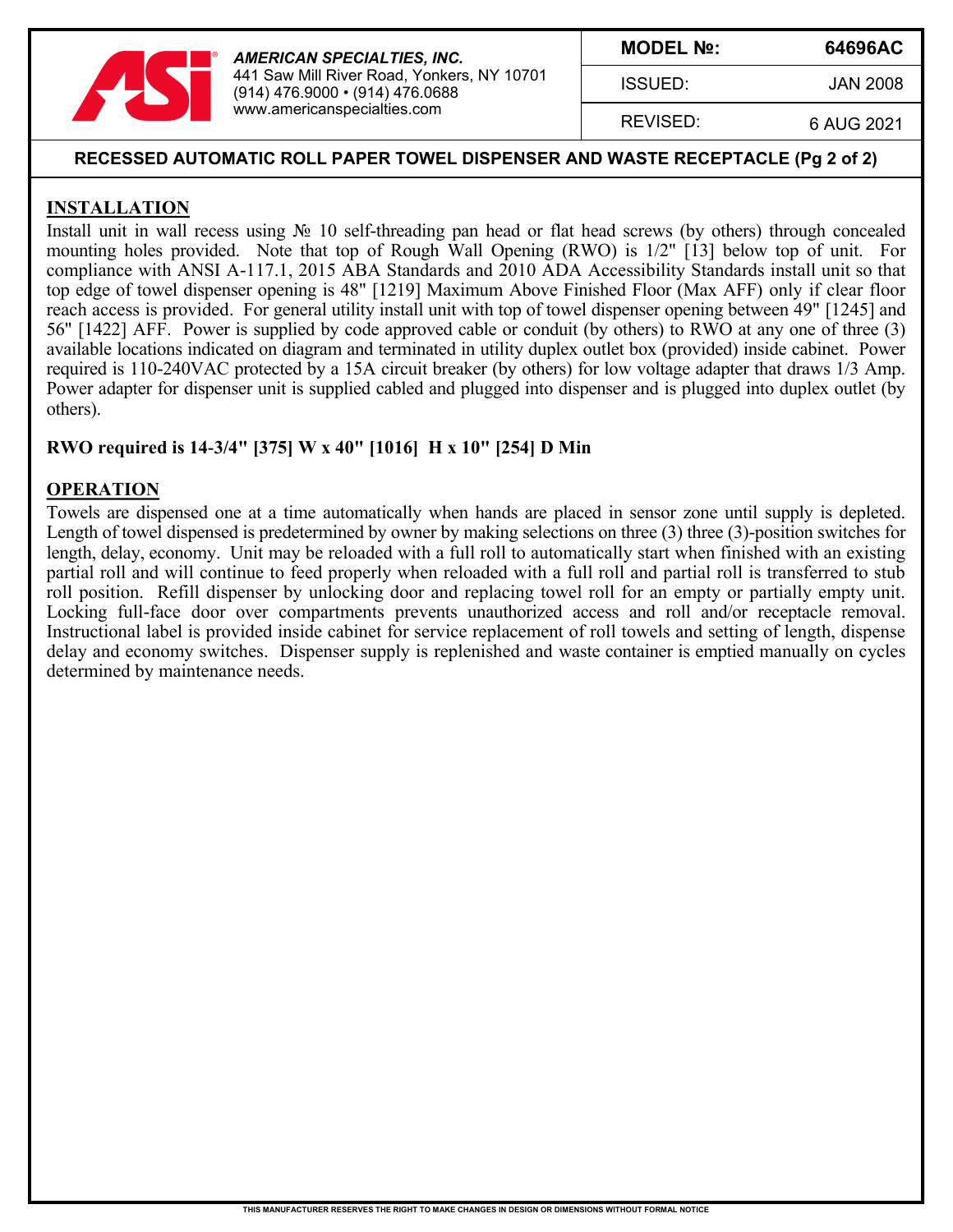**AMERICAN SPECIALTIES, INC.**
441 Saw Mill River Road, Yonkers, NY 10701
(914) 476.9000 • (914) 476.0688
www.americanspecialties.com

| | |
|---|---|
| **MODEL №:** | **64696AC** |
| ISSUED: | JAN 2008 |
| REVISED: | 6 AUG 2021 |

**RECESSED AUTOMATIC ROLL PAPER TOWEL DISPENSER AND WASTE RECEPTACLE (Pg 2 of 2)**

## INSTALLATION

Install unit in wall recess using № 10 self-threading pan head or flat head screws (by others) through concealed mounting holes provided. Note that top of Rough Wall Opening (RWO) is 1/2" [13] below top of unit. For compliance with ANSI A-117.1, 2015 ABA Standards and 2010 ADA Accessibility Standards install unit so that top edge of towel dispenser opening is 48" [1219] Maximum Above Finished Floor (Max AFF) only if clear floor reach access is provided. For general utility install unit with top of towel dispenser opening between 49" [1245] and 56" [1422] AFF. Power is supplied by code approved cable or conduit (by others) to RWO at any one of three (3) available locations indicated on diagram and terminated in utility duplex outlet box (provided) inside cabinet. Power required is 110-240VAC protected by a 15A circuit breaker (by others) for low voltage adapter that draws 1/3 Amp. Power adapter for dispenser unit is supplied cabled and plugged into dispenser and is plugged into duplex outlet (by others).

**RWO required is 14-3/4" [375] W x 40" [1016] H x 10" [254] D Min**

## OPERATION

Towels are dispensed one at a time automatically when hands are placed in sensor zone until supply is depleted. Length of towel dispensed is predetermined by owner by making selections on three (3) three (3)-position switches for length, delay, economy. Unit may be reloaded with a full roll to automatically start when finished with an existing partial roll and will continue to feed properly when reloaded with a full roll and partial roll is transferred to stub roll position. Refill dispenser by unlocking door and replacing towel roll for an empty or partially empty unit. Locking full-face door over compartments prevents unauthorized access and roll and/or receptacle removal. Instructional label is provided inside cabinet for service replacement of roll towels and setting of length, dispense delay and economy switches. Dispenser supply is replenished and waste container is emptied manually on cycles determined by maintenance needs.

THIS MANUFACTURER RESERVES THE RIGHT TO MAKE CHANGES IN DESIGN OR DIMENSIONS WITHOUT FORMAL NOTICE